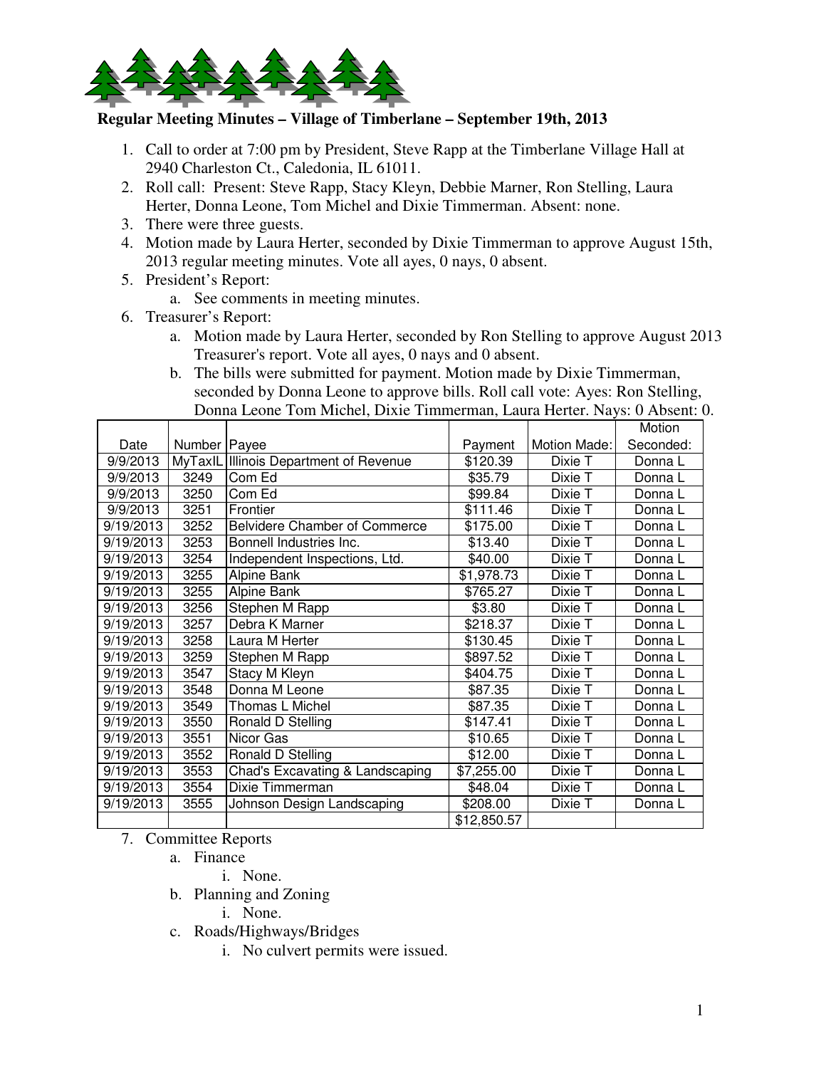## Regular Meeting Minutes – Village of Timberlane – September 19th, 2013

1. Call to order at 7:00 pm by President, Steve Rapp at the Timberlane Village Hall at 2940 Charleston Ct., Caledonia, IL 61011.
2. Roll call: Present: Steve Rapp, Stacy Kleyn, Debbie Marner, Ron Stelling, Laura Herter, Donna Leone, Tom Michel and Dixie Timmerman. Absent: none.
3. There were three guests.
4. Motion made by Laura Herter, seconded by Dixie Timmerman to approve August 15th, 2013 regular meeting minutes. Vote all ayes, 0 nays, 0 absent.
5. President's Report:
   a. See comments in meeting minutes.
6. Treasurer's Report:
   a. Motion made by Laura Herter, seconded by Ron Stelling to approve August 2013 Treasurer's report. Vote all ayes, 0 nays and 0 absent.
   b. The bills were submitted for payment. Motion made by Dixie Timmerman, seconded by Donna Leone to approve bills. Roll call vote: Ayes: Ron Stelling, Donna Leone Tom Michel, Dixie Timmerman, Laura Herter. Nays: 0 Absent: 0.

| Date | Number | Payee | Payment | Motion Made: | Motion Seconded: |
|---|---|---|---|---|---|
| 9/9/2013 | MyTaxIL | Illinois Department of Revenue | $120.39 | Dixie T | Donna L |
| 9/9/2013 | 3249 | Com Ed | $35.79 | Dixie T | Donna L |
| 9/9/2013 | 3250 | Com Ed | $99.84 | Dixie T | Donna L |
| 9/9/2013 | 3251 | Frontier | $111.46 | Dixie T | Donna L |
| 9/19/2013 | 3252 | Belvidere Chamber of Commerce | $175.00 | Dixie T | Donna L |
| 9/19/2013 | 3253 | Bonnell Industries Inc. | $13.40 | Dixie T | Donna L |
| 9/19/2013 | 3254 | Independent Inspections, Ltd. | $40.00 | Dixie T | Donna L |
| 9/19/2013 | 3255 | Alpine Bank | $1,978.73 | Dixie T | Donna L |
| 9/19/2013 | 3255 | Alpine Bank | $765.27 | Dixie T | Donna L |
| 9/19/2013 | 3256 | Stephen M Rapp | $3.80 | Dixie T | Donna L |
| 9/19/2013 | 3257 | Debra K Marner | $218.37 | Dixie T | Donna L |
| 9/19/2013 | 3258 | Laura M Herter | $130.45 | Dixie T | Donna L |
| 9/19/2013 | 3259 | Stephen M Rapp | $897.52 | Dixie T | Donna L |
| 9/19/2013 | 3547 | Stacy M Kleyn | $404.75 | Dixie T | Donna L |
| 9/19/2013 | 3548 | Donna M Leone | $87.35 | Dixie T | Donna L |
| 9/19/2013 | 3549 | Thomas L Michel | $87.35 | Dixie T | Donna L |
| 9/19/2013 | 3550 | Ronald D Stelling | $147.41 | Dixie T | Donna L |
| 9/19/2013 | 3551 | Nicor Gas | $10.65 | Dixie T | Donna L |
| 9/19/2013 | 3552 | Ronald D Stelling | $12.00 | Dixie T | Donna L |
| 9/19/2013 | 3553 | Chad's Excavating & Landscaping | $7,255.00 | Dixie T | Donna L |
| 9/19/2013 | 3554 | Dixie Timmerman | $48.04 | Dixie T | Donna L |
| 9/19/2013 | 3555 | Johnson Design Landscaping | $208.00 | Dixie T | Donna L |
| | | | $12,850.57 | | |

7. Committee Reports
   a. Finance
      i. None.
   b. Planning and Zoning
      i. None.
   c. Roads/Highways/Bridges
      i. No culvert permits were issued.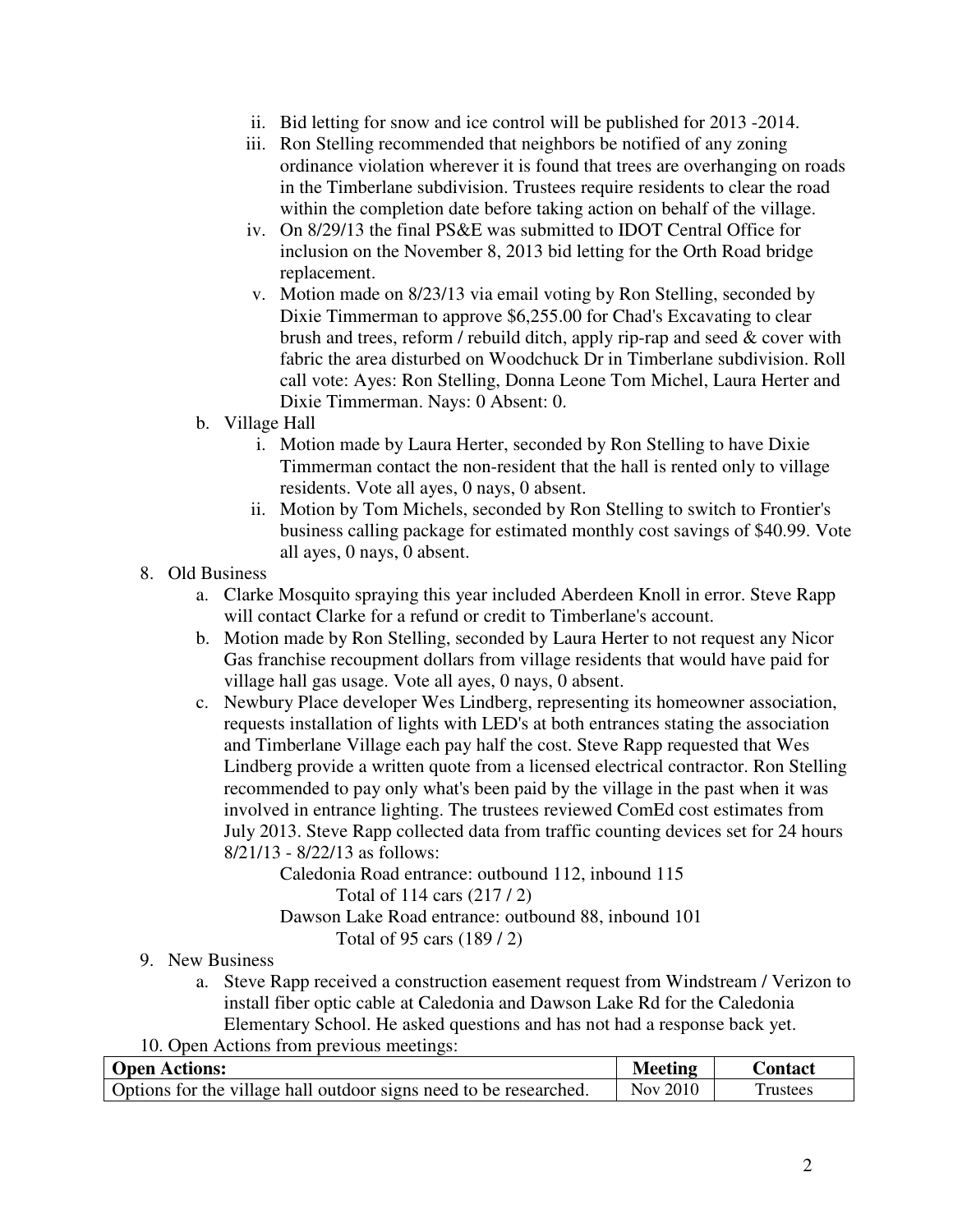ii. Bid letting for snow and ice control will be published for 2013 -2014.
   iii. Ron Stelling recommended that neighbors be notified of any zoning ordinance violation wherever it is found that trees are overhanging on roads in the Timberlane subdivision. Trustees require residents to clear the road within the completion date before taking action on behalf of the village.
   iv. On 8/29/13 the final PS&E was submitted to IDOT Central Office for inclusion on the November 8, 2013 bid letting for the Orth Road bridge replacement.
   v. Motion made on 8/23/13 via email voting by Ron Stelling, seconded by Dixie Timmerman to approve $6,255.00 for Chad's Excavating to clear brush and trees, reform / rebuild ditch, apply rip-rap and seed & cover with fabric the area disturbed on Woodchuck Dr in Timberlane subdivision. Roll call vote: Ayes: Ron Stelling, Donna Leone Tom Michel, Laura Herter and Dixie Timmerman. Nays: 0 Absent: 0.

b. Village Hall
   i. Motion made by Laura Herter, seconded by Ron Stelling to have Dixie Timmerman contact the non-resident that the hall is rented only to village residents. Vote all ayes, 0 nays, 0 absent.
   ii. Motion by Tom Michels, seconded by Ron Stelling to switch to Frontier's business calling package for estimated monthly cost savings of $40.99. Vote all ayes, 0 nays, 0 absent.

8. Old Business
   a. Clarke Mosquito spraying this year included Aberdeen Knoll in error. Steve Rapp will contact Clarke for a refund or credit to Timberlane's account.
   b. Motion made by Ron Stelling, seconded by Laura Herter to not request any Nicor Gas franchise recoupment dollars from village residents that would have paid for village hall gas usage. Vote all ayes, 0 nays, 0 absent.
   c. Newbury Place developer Wes Lindberg, representing its homeowner association, requests installation of lights with LED's at both entrances stating the association and Timberlane Village each pay half the cost. Steve Rapp requested that Wes Lindberg provide a written quote from a licensed electrical contractor. Ron Stelling recommended to pay only what's been paid by the village in the past when it was involved in entrance lighting. The trustees reviewed ComEd cost estimates from July 2013. Steve Rapp collected data from traffic counting devices set for 24 hours 8/21/13 - 8/22/13 as follows:

      Caledonia Road entrance: outbound 112, inbound 115
         Total of 114 cars (217 / 2)
      Dawson Lake Road entrance: outbound 88, inbound 101
         Total of 95 cars (189 / 2)

9. New Business
   a. Steve Rapp received a construction easement request from Windstream / Verizon to install fiber optic cable at Caledonia and Dawson Lake Rd for the Caledonia Elementary School. He asked questions and has not had a response back yet.

10. Open Actions from previous meetings:

| Open Actions: | Meeting | Contact |
|---|---|---|
| Options for the village hall outdoor signs need to be researched. | Nov 2010 | Trustees |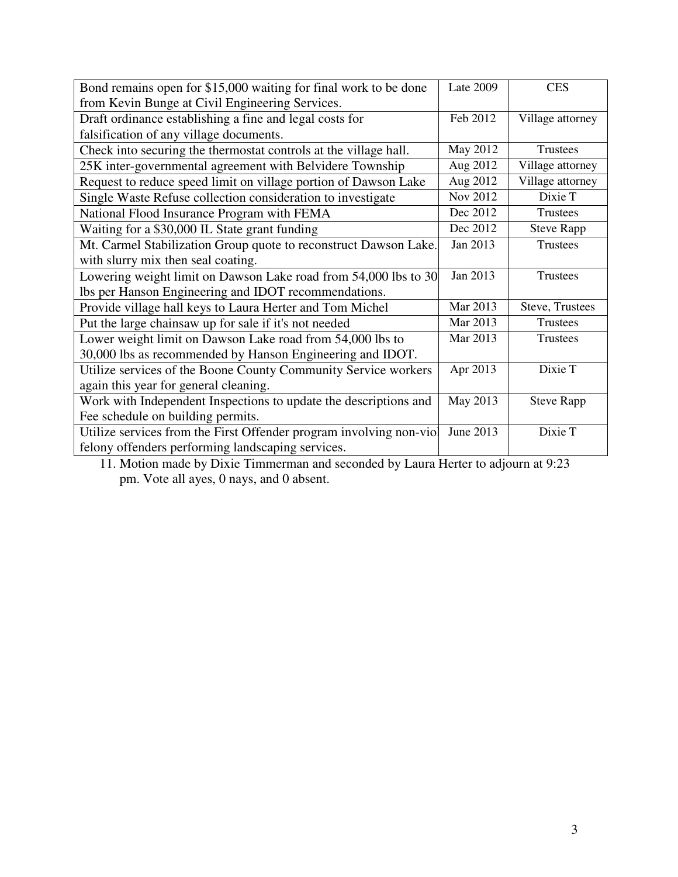| | | |
|---|---|---|
| Bond remains open for $15,000 waiting for final work to be done from Kevin Bunge at Civil Engineering Services. | Late 2009 | CES |
| Draft ordinance establishing a fine and legal costs for falsification of any village documents. | Feb 2012 | Village attorney |
| Check into securing the thermostat controls at the village hall. | May 2012 | Trustees |
| 25K inter-governmental agreement with Belvidere Township | Aug 2012 | Village attorney |
| Request to reduce speed limit on village portion of Dawson Lake | Aug 2012 | Village attorney |
| Single Waste Refuse collection consideration to investigate | Nov 2012 | Dixie T |
| National Flood Insurance Program with FEMA | Dec 2012 | Trustees |
| Waiting for a $30,000 IL State grant funding | Dec 2012 | Steve Rapp |
| Mt. Carmel Stabilization Group quote to reconstruct Dawson Lake. with slurry mix then seal coating. | Jan 2013 | Trustees |
| Lowering weight limit on Dawson Lake road from 54,000 lbs to 30 lbs per Hanson Engineering and IDOT recommendations. | Jan 2013 | Trustees |
| Provide village hall keys to Laura Herter and Tom Michel | Mar 2013 | Steve, Trustees |
| Put the large chainsaw up for sale if it's not needed | Mar 2013 | Trustees |
| Lower weight limit on Dawson Lake road from 54,000 lbs to 30,000 lbs as recommended by Hanson Engineering and IDOT. | Mar 2013 | Trustees |
| Utilize services of the Boone County Community Service workers again this year for general cleaning. | Apr 2013 | Dixie T |
| Work with Independent Inspections to update the descriptions and Fee schedule on building permits. | May 2013 | Steve Rapp |
| Utilize services from the First Offender program involving non-viol felony offenders performing landscaping services. | June 2013 | Dixie T |

11. Motion made by Dixie Timmerman and seconded by Laura Herter to adjourn at 9:23 pm. Vote all ayes, 0 nays, and 0 absent.